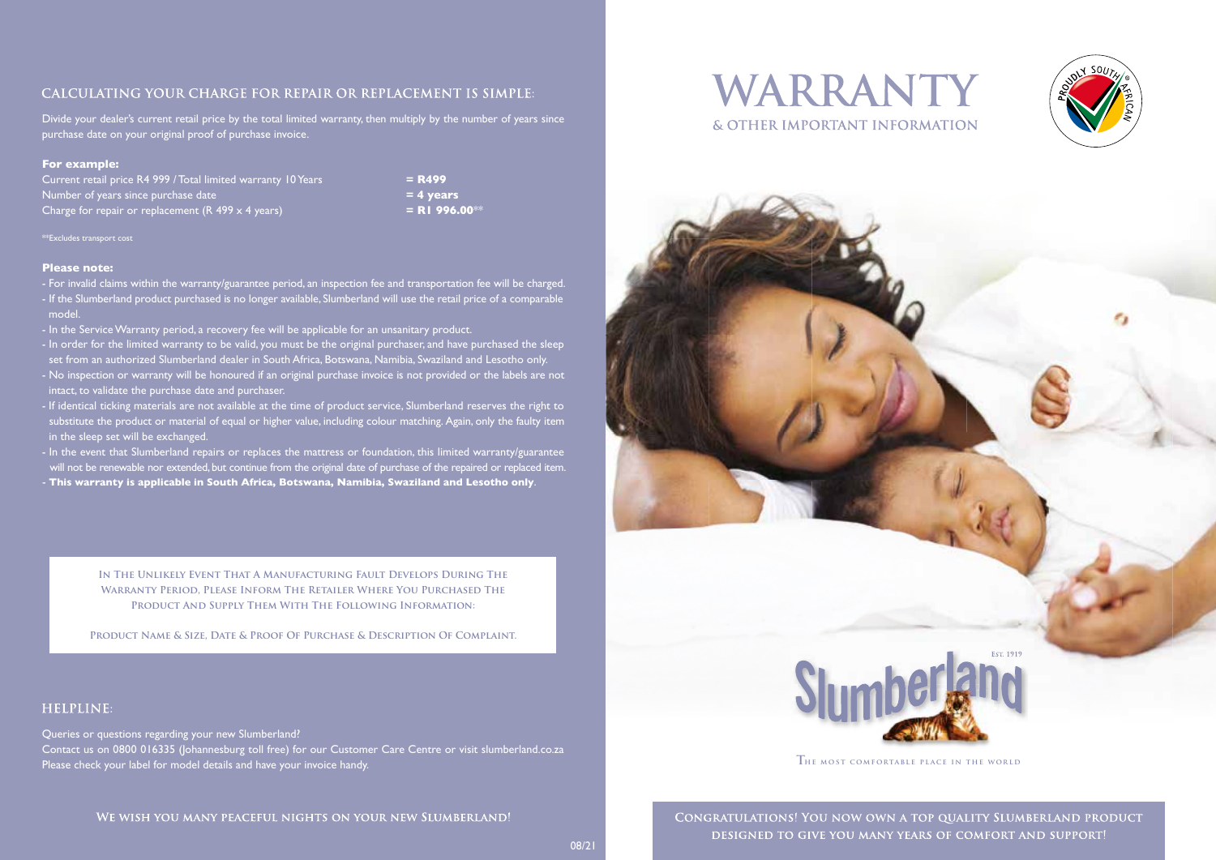## CALCULATING YOUR CHARGE FOR REPAIR OR REPLACEMENT IS SIMPLE:

Divide your dealer's current retail price by the total limited warranty, then multiply by the number of years since purchase date on your original proof of purchase invoice.

**For example:**

| | |
|---|---|
| Current retail price R4 999 / Total limited warranty 10 Years | **= R499** |
| Number of years since purchase date | **= 4 years** |
| Charge for repair or replacement (R 499 x 4 years) | **= R1 996.00**** |

**Excludes transport cost

**Please note:**

- For invalid claims within the warranty/guarantee period, an inspection fee and transportation fee will be charged.
- If the Slumberland product purchased is no longer available, Slumberland will use the retail price of a comparable model.
- In the Service Warranty period, a recovery fee will be applicable for an unsanitary product.
- In order for the limited warranty to be valid, you must be the original purchaser, and have purchased the sleep set from an authorized Slumberland dealer in South Africa, Botswana, Namibia, Swaziland and Lesotho only.
- No inspection or warranty will be honoured if an original purchase invoice is not provided or the labels are not intact, to validate the purchase date and purchaser.
- If identical ticking materials are not available at the time of product service, Slumberland reserves the right to substitute the product or material of equal or higher value, including colour matching. Again, only the faulty item in the sleep set will be exchanged.
- In the event that Slumberland repairs or replaces the mattress or foundation, this limited warranty/guarantee will not be renewable nor extended, but continue from the original date of purchase of the repaired or replaced item.
- **This warranty is applicable in South Africa, Botswana, Namibia, Swaziland and Lesotho only**.

In The Unlikely Event That A Manufacturing Fault Develops During The Warranty Period, Please Inform The Retailer Where You Purchased The Product And Supply Them With The Following Information:

Product Name & Size, Date & Proof Of Purchase & Description Of Complaint.

## HELPLINE:

Queries or questions regarding your new Slumberland?
Contact us on 0800 016335 (Johannesburg toll free) for our Customer Care Centre or visit slumberland.co.za
Please check your label for model details and have your invoice handy.

**WE WISH YOU MANY PEACEFUL NIGHTS ON YOUR NEW SLUMBERLAND!**

08/21

# WARRANTY

## & OTHER IMPORTANT INFORMATION

PROUDLY SOUTH AFRICAN

Slumberland Est. 1919

The most comfortable place in the world

**CONGRATULATIONS! YOU NOW OWN A TOP QUALITY SLUMBERLAND PRODUCT DESIGNED TO GIVE YOU MANY YEARS OF COMFORT AND SUPPORT!**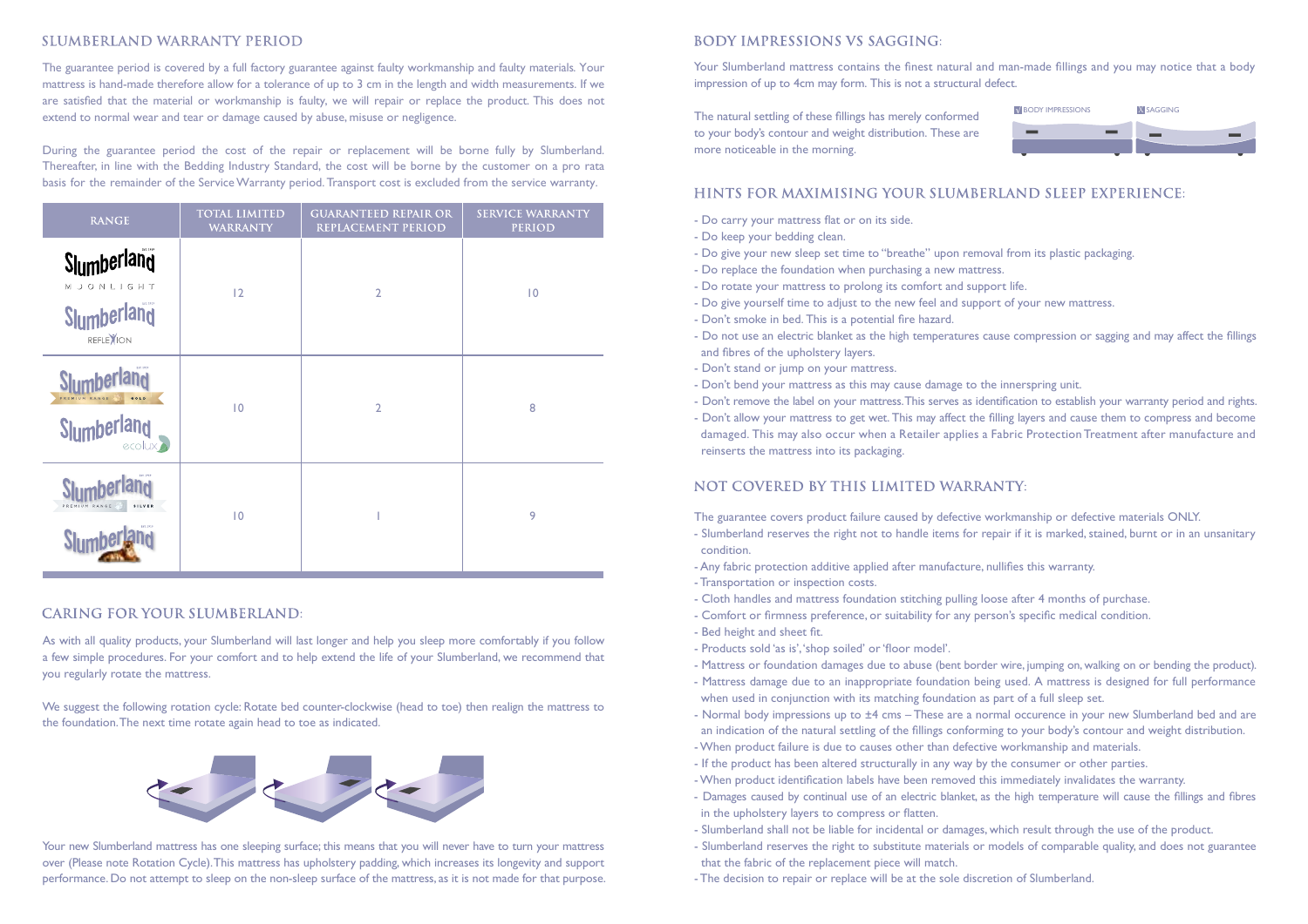## SLUMBERLAND WARRANTY PERIOD

The guarantee period is covered by a full factory guarantee against faulty workmanship and faulty materials. Your mattress is hand-made therefore allow for a tolerance of up to 3 cm in the length and width measurements. If we are satisfied that the material or workmanship is faulty, we will repair or replace the product. This does not extend to normal wear and tear or damage caused by abuse, misuse or negligence.

During the guarantee period the cost of the repair or replacement will be borne fully by Slumberland. Thereafter, in line with the Bedding Industry Standard, the cost will be borne by the customer on a pro rata basis for the remainder of the Service Warranty period. Transport cost is excluded from the service warranty.

| RANGE | TOTAL LIMITED WARRANTY | GUARANTEED REPAIR OR REPLACEMENT PERIOD | SERVICE WARRANTY PERIOD |
|---|---|---|---|
| Slumberland Moonlight, Slumberland Reflexion | 12 | 2 | 10 |
| Slumberland Premium Range Gold, Slumberland ecolux | 10 | 2 | 8 |
| Slumberland Premium Range Silver, Slumberland | 10 | 1 | 9 |

## CARING FOR YOUR SLUMBERLAND:

As with all quality products, your Slumberland will last longer and help you sleep more comfortably if you follow a few simple procedures. For your comfort and to help extend the life of your Slumberland, we recommend that you regularly rotate the mattress.

We suggest the following rotation cycle: Rotate bed counter-clockwise (head to toe) then realign the mattress to the foundation. The next time rotate again head to toe as indicated.

Your new Slumberland mattress has one sleeping surface; this means that you will never have to turn your mattress over (Please note Rotation Cycle). This mattress has upholstery padding, which increases its longevity and support performance. Do not attempt to sleep on the non-sleep surface of the mattress, as it is not made for that purpose.

## BODY IMPRESSIONS VS SAGGING:

Your Slumberland mattress contains the finest natural and man-made fillings and you may notice that a body impression of up to 4cm may form. This is not a structural defect.

The natural settling of these fillings has merely conformed to your body's contour and weight distribution. These are more noticeable in the morning.

✓ BODY IMPRESSIONS
✗ SAGGING

## HINTS FOR MAXIMISING YOUR SLUMBERLAND SLEEP EXPERIENCE:

- Do carry your mattress flat or on its side.
- Do keep your bedding clean.
- Do give your new sleep set time to "breathe" upon removal from its plastic packaging.
- Do replace the foundation when purchasing a new mattress.
- Do rotate your mattress to prolong its comfort and support life.
- Do give yourself time to adjust to the new feel and support of your new mattress.
- Don't smoke in bed. This is a potential fire hazard.
- Do not use an electric blanket as the high temperatures cause compression or sagging and may affect the fillings and fibres of the upholstery layers.
- Don't stand or jump on your mattress.
- Don't bend your mattress as this may cause damage to the innerspring unit.
- Don't remove the label on your mattress. This serves as identification to establish your warranty period and rights.
- Don't allow your mattress to get wet. This may affect the filling layers and cause them to compress and become damaged. This may also occur when a Retailer applies a Fabric Protection Treatment after manufacture and reinserts the mattress into its packaging.

## NOT COVERED BY THIS LIMITED WARRANTY:

The guarantee covers product failure caused by defective workmanship or defective materials ONLY.

- Slumberland reserves the right not to handle items for repair if it is marked, stained, burnt or in an unsanitary condition.
- Any fabric protection additive applied after manufacture, nullifies this warranty.
- Transportation or inspection costs.
- Cloth handles and mattress foundation stitching pulling loose after 4 months of purchase.
- Comfort or firmness preference, or suitability for any person's specific medical condition.
- Bed height and sheet fit.
- Products sold 'as is', 'shop soiled' or 'floor model'.
- Mattress or foundation damages due to abuse (bent border wire, jumping on, walking on or bending the product).
- Mattress damage due to an inappropriate foundation being used. A mattress is designed for full performance when used in conjunction with its matching foundation as part of a full sleep set.
- Normal body impressions up to ±4 cms – These are a normal occurence in your new Slumberland bed and are an indication of the natural settling of the fillings conforming to your body's contour and weight distribution.
- When product failure is due to causes other than defective workmanship and materials.
- If the product has been altered structurally in any way by the consumer or other parties.
- When product identification labels have been removed this immediately invalidates the warranty.
- Damages caused by continual use of an electric blanket, as the high temperature will cause the fillings and fibres in the upholstery layers to compress or flatten.
- Slumberland shall not be liable for incidental or damages, which result through the use of the product.
- Slumberland reserves the right to substitute materials or models of comparable quality, and does not guarantee that the fabric of the replacement piece will match.
- The decision to repair or replace will be at the sole discretion of Slumberland.